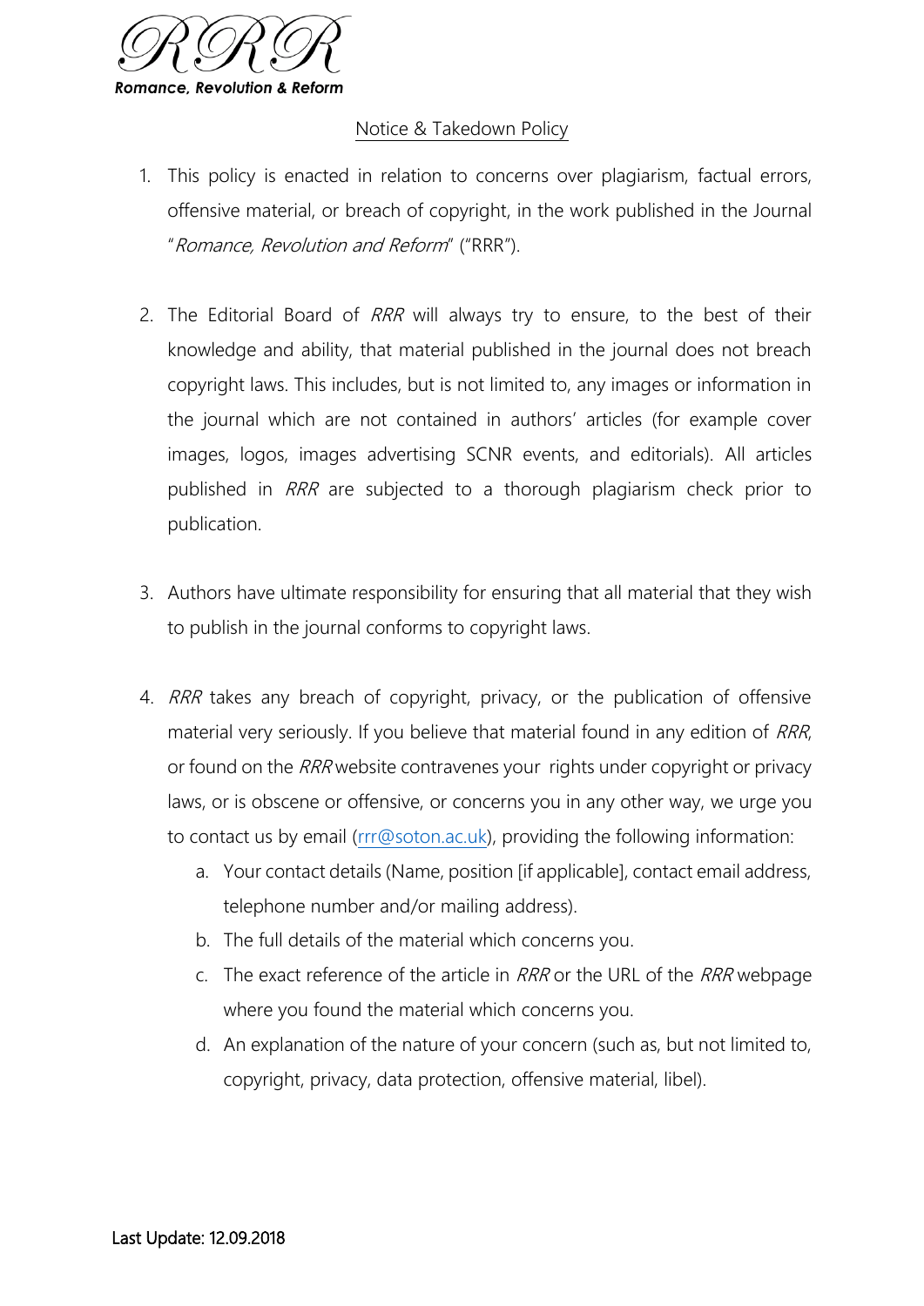RRR

*Romance, Revolution & Reform*

## Notice & Takedown Policy

1. This policy is enacted in relation to concerns over plagiarism, factual errors, offensive material, or breach of copyright, in the work published in the Journal "*Romance, Revolution and Reform*" ("RRR").

2. The Editorial Board of *RRR* will always try to ensure, to the best of their knowledge and ability, that material published in the journal does not breach copyright laws. This includes, but is not limited to, any images or information in the journal which are not contained in authors' articles (for example cover images, logos, images advertising SCNR events, and editorials). All articles published in *RRR* are subjected to a thorough plagiarism check prior to publication.

3. Authors have ultimate responsibility for ensuring that all material that they wish to publish in the journal conforms to copyright laws.

4. *RRR* takes any breach of copyright, privacy, or the publication of offensive material very seriously. If you believe that material found in any edition of *RRR*, or found on the *RRR* website contravenes your rights under copyright or privacy laws, or is obscene or offensive, or concerns you in any other way, we urge you to contact us by email (rrr@soton.ac.uk), providing the following information:
   a. Your contact details (Name, position [if applicable], contact email address, telephone number and/or mailing address).
   b. The full details of the material which concerns you.
   c. The exact reference of the article in *RRR* or the URL of the *RRR* webpage where you found the material which concerns you.
   d. An explanation of the nature of your concern (such as, but not limited to, copyright, privacy, data protection, offensive material, libel).

Last Update: 12.09.2018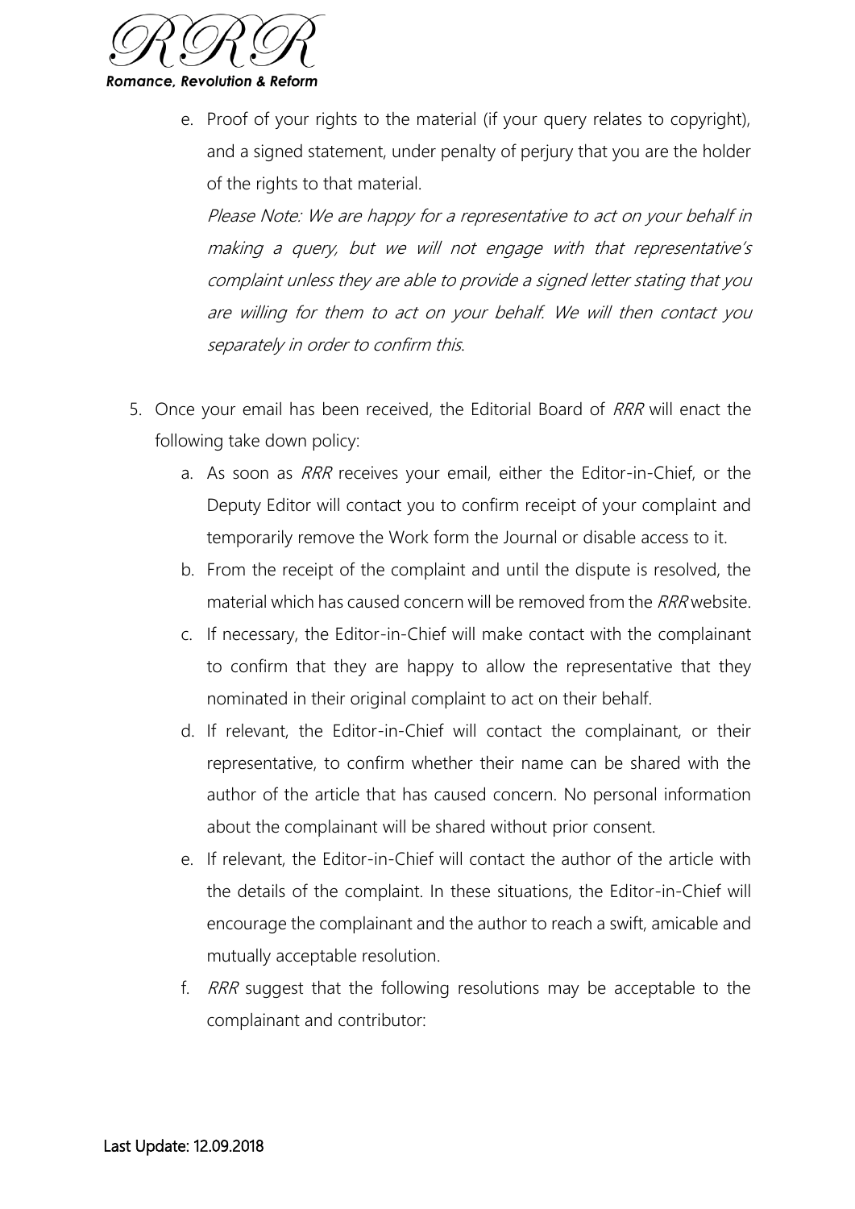e. Proof of your rights to the material (if your query relates to copyright), and a signed statement, under penalty of perjury that you are the holder of the rights to that material.

   *Please Note: We are happy for a representative to act on your behalf in making a query, but we will not engage with that representative's complaint unless they are able to provide a signed letter stating that you are willing for them to act on your behalf. We will then contact you separately in order to confirm this.*

5. Once your email has been received, the Editorial Board of *RRR* will enact the following take down policy:
   a. As soon as *RRR* receives your email, either the Editor-in-Chief, or the Deputy Editor will contact you to confirm receipt of your complaint and temporarily remove the Work form the Journal or disable access to it.
   b. From the receipt of the complaint and until the dispute is resolved, the material which has caused concern will be removed from the *RRR* website.
   c. If necessary, the Editor-in-Chief will make contact with the complainant to confirm that they are happy to allow the representative that they nominated in their original complaint to act on their behalf.
   d. If relevant, the Editor-in-Chief will contact the complainant, or their representative, to confirm whether their name can be shared with the author of the article that has caused concern. No personal information about the complainant will be shared without prior consent.
   e. If relevant, the Editor-in-Chief will contact the author of the article with the details of the complaint. In these situations, the Editor-in-Chief will encourage the complainant and the author to reach a swift, amicable and mutually acceptable resolution.
   f. *RRR* suggest that the following resolutions may be acceptable to the complainant and contributor: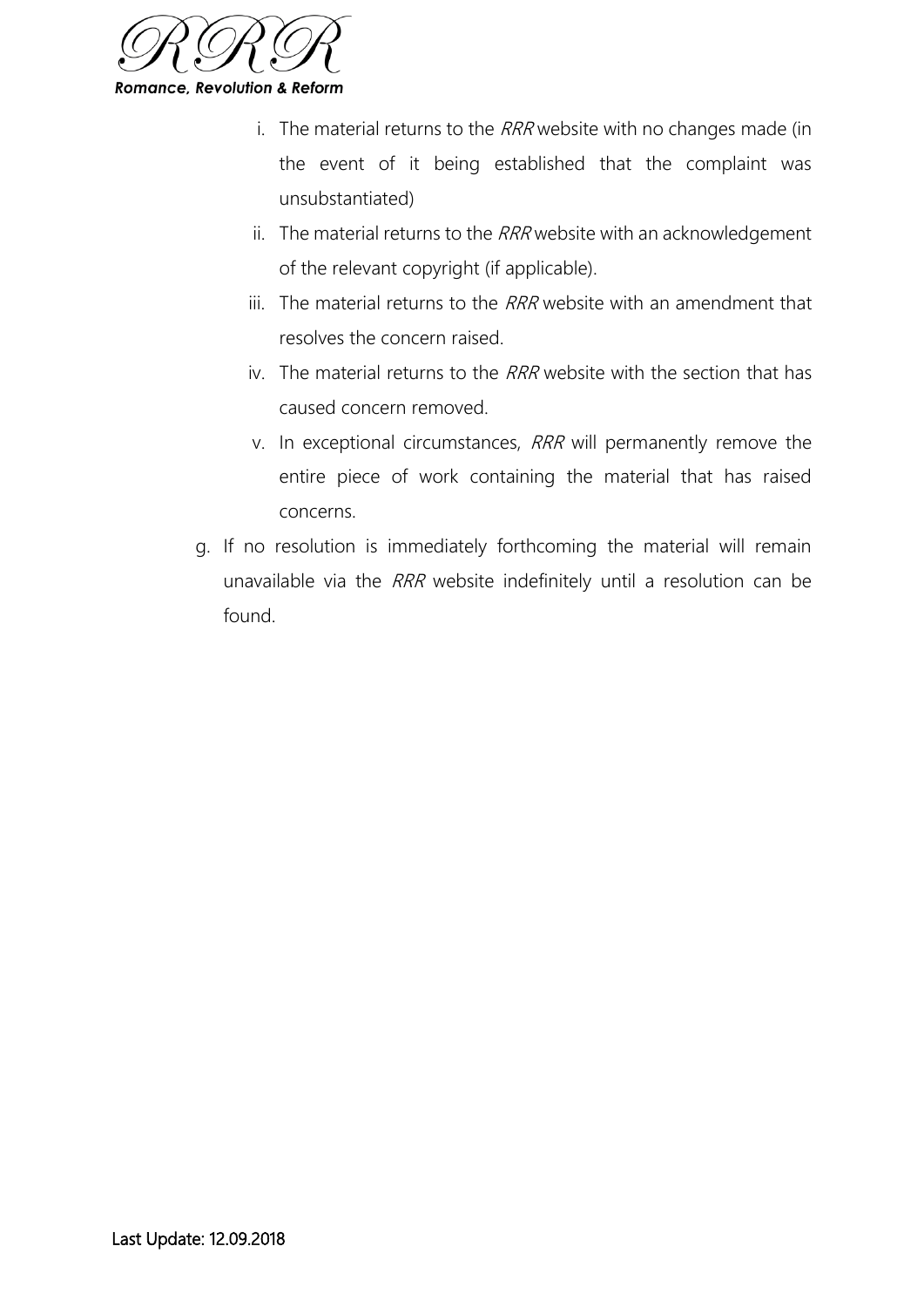i. The material returns to the *RRR* website with no changes made (in the event of it being established that the complaint was unsubstantiated)
ii. The material returns to the *RRR* website with an acknowledgement of the relevant copyright (if applicable).
iii. The material returns to the *RRR* website with an amendment that resolves the concern raised.
iv. The material returns to the *RRR* website with the section that has caused concern removed.
v. In exceptional circumstances, *RRR* will permanently remove the entire piece of work containing the material that has raised concerns.

g. If no resolution is immediately forthcoming the material will remain unavailable via the *RRR* website indefinitely until a resolution can be found.